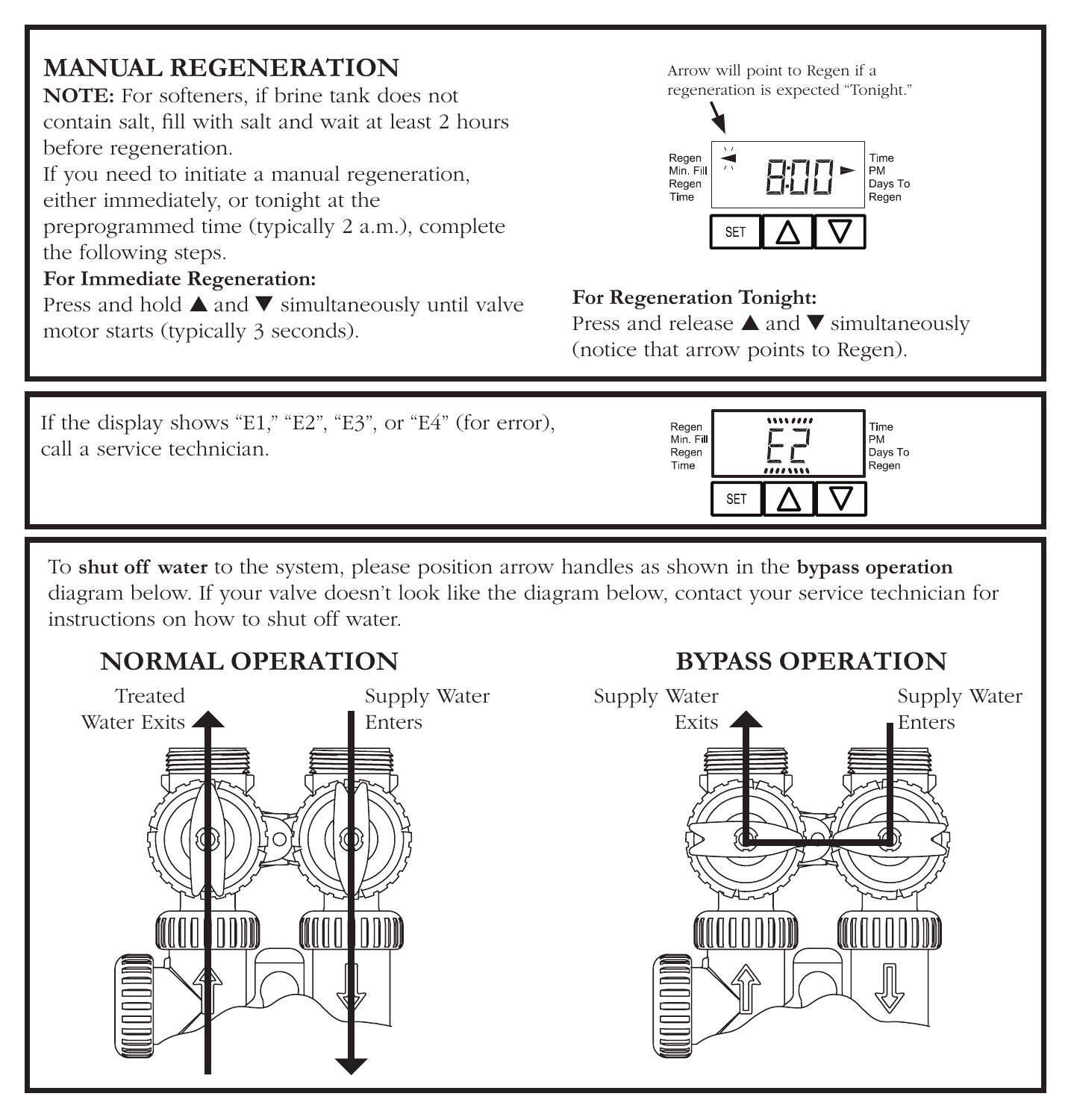## MANUAL REGENERATION

**NOTE:** For softeners, if brine tank does not contain salt, fill with salt and wait at least 2 hours before regeneration.

If you need to initiate a manual regeneration, either immediately, or tonight at the preprogrammed time (typically 2 a.m.), complete the following steps.

**For Immediate Regeneration:**

Press and hold ▲ and ▼ simultaneously until valve motor starts (typically 3 seconds).

Arrow will point to Regen if a regeneration is expected "Tonight."

Regen Min. Fill Regen Time | 8:00 | Time PM Days To Regen

SET | △ | ▽

**For Regeneration Tonight:**

Press and release ▲ and ▼ simultaneously (notice that arrow points to Regen).

---

If the display shows "E1," "E2", "E3", or "E4" (for error), call a service technician.

Regen Min. Fill Regen Time | E2 | Time PM Days To Regen

SET | △ | ▽

---

To **shut off water** to the system, please position arrow handles as shown in the **bypass operation** diagram below. If your valve doesn't look like the diagram below, contact your service technician for instructions on how to shut off water.

### NORMAL OPERATION

Treated Water Exits

Supply Water Enters

### BYPASS OPERATION

Supply Water Exits

Supply Water Enters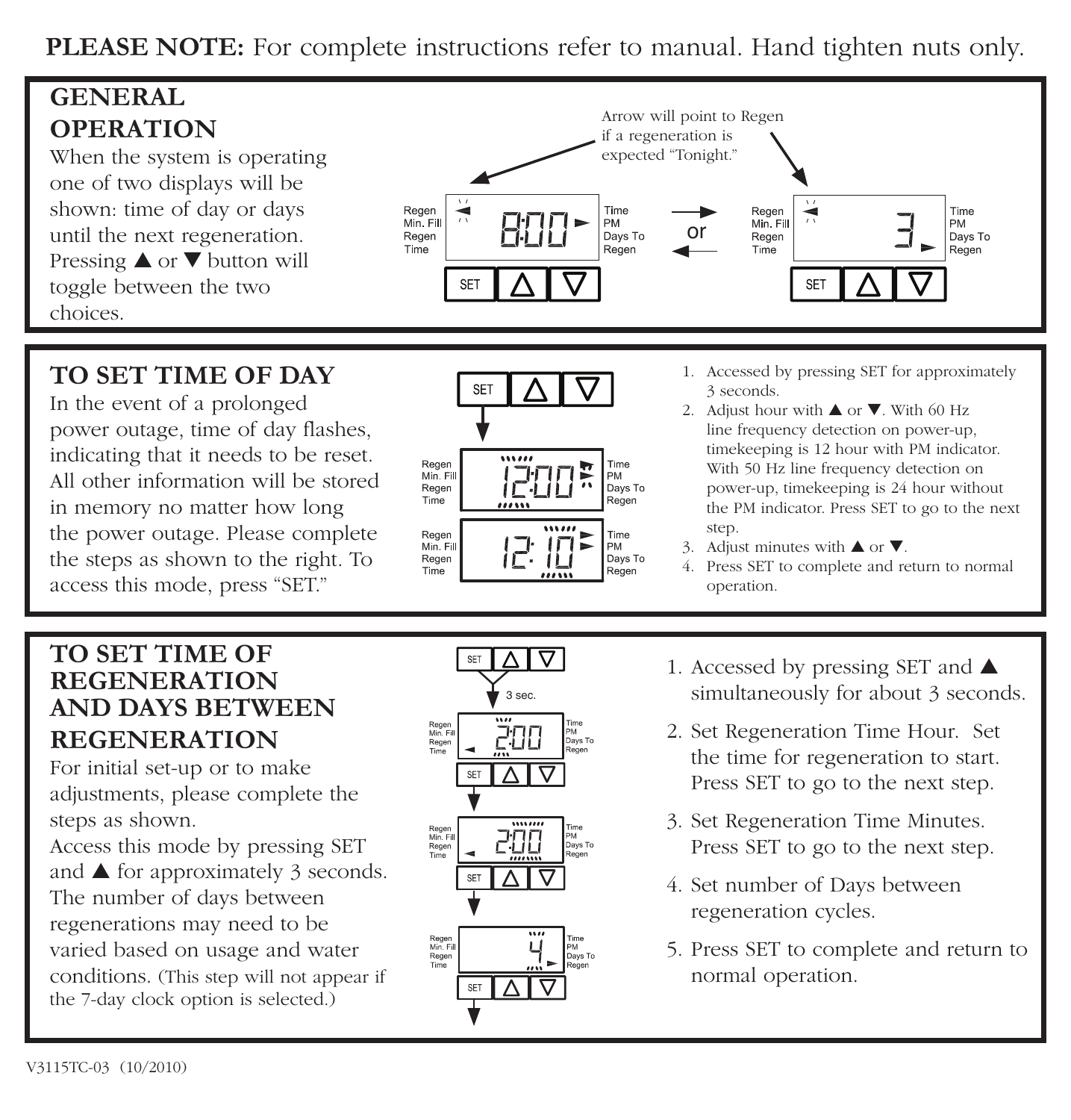**PLEASE NOTE:** For complete instructions refer to manual. Hand tighten nuts only.

## GENERAL OPERATION

When the system is operating one of two displays will be shown: time of day or days until the next regeneration. Pressing ▲ or ▼ button will toggle between the two choices.

Arrow will point to Regen if a regeneration is expected "Tonight."

Regen
Min. Fill
Regen
Time

8:00

Time
PM
Days To
Regen

SET △ ▽

or

Regen
Min. Fill
Regen
Time

3

Time
PM
Days To
Regen

SET △ ▽

## TO SET TIME OF DAY

In the event of a prolonged power outage, time of day flashes, indicating that it needs to be reset. All other information will be stored in memory no matter how long the power outage. Please complete the steps as shown to the right. To access this mode, press "SET."

SET △ ▽

Regen
Min. Fill
Regen
Time

12:00

Time
PM
Days To
Regen

Regen
Min. Fill
Regen
Time

12:10

Time
PM
Days To
Regen

1. Accessed by pressing SET for approximately 3 seconds.
2. Adjust hour with ▲ or ▼. With 60 Hz line frequency detection on power-up, timekeeping is 12 hour with PM indicator. With 50 Hz line frequency detection on power-up, timekeeping is 24 hour without the PM indicator. Press SET to go to the next step.
3. Adjust minutes with ▲ or ▼.
4. Press SET to complete and return to normal operation.

## TO SET TIME OF REGENERATION AND DAYS BETWEEN REGENERATION

For initial set-up or to make adjustments, please complete the steps as shown.

Access this mode by pressing SET and ▲ for approximately 3 seconds. The number of days between regenerations may need to be varied based on usage and water conditions. (This step will not appear if the 7-day clock option is selected.)

SET △ ▽

3 sec.

Regen
Min. Fill
Regen
Time

2:00

Time
PM
Days To
Regen

SET △ ▽

Regen
Min. Fill
Regen
Time

2:00

Time
PM
Days To
Regen

SET △ ▽

Regen
Min. Fill
Regen
Time

4

Time
PM
Days To
Regen

SET △ ▽

1. Accessed by pressing SET and ▲ simultaneously for about 3 seconds.
2. Set Regeneration Time Hour. Set the time for regeneration to start. Press SET to go to the next step.
3. Set Regeneration Time Minutes. Press SET to go to the next step.
4. Set number of Days between regeneration cycles.
5. Press SET to complete and return to normal operation.

V3115TC-03 (10/2010)